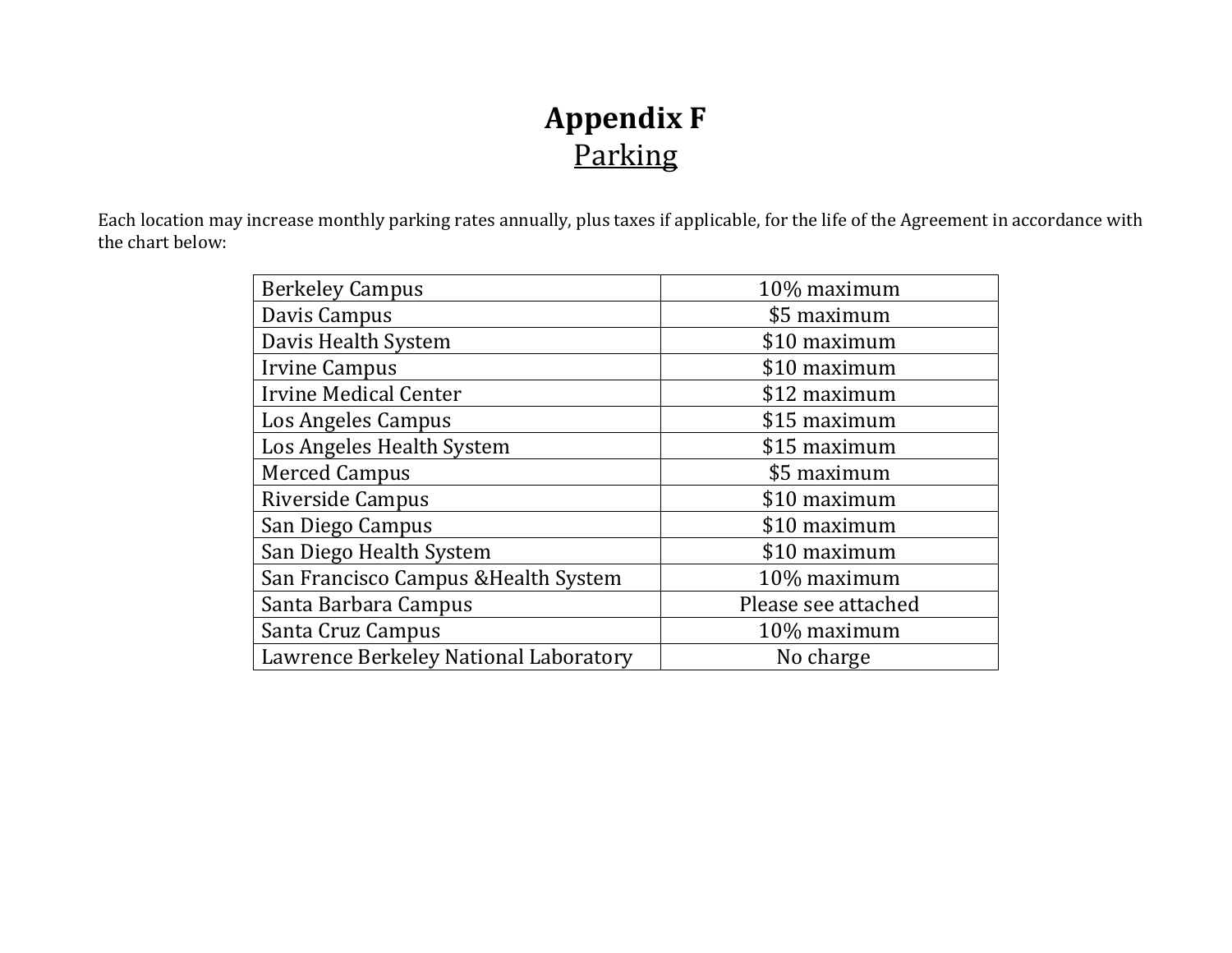# Appendix F

## Parking

Each location may increase monthly parking rates annually, plus taxes if applicable, for the life of the Agreement in accordance with the chart below:

| | |
|---|---|
| Berkeley Campus | 10% maximum |
| Davis Campus | $5 maximum |
| Davis Health System | $10 maximum |
| Irvine Campus | $10 maximum |
| Irvine Medical Center | $12 maximum |
| Los Angeles Campus | $15 maximum |
| Los Angeles Health System | $15 maximum |
| Merced Campus | $5 maximum |
| Riverside Campus | $10 maximum |
| San Diego Campus | $10 maximum |
| San Diego Health System | $10 maximum |
| San Francisco Campus &Health System | 10% maximum |
| Santa Barbara Campus | Please see attached |
| Santa Cruz Campus | 10% maximum |
| Lawrence Berkeley National Laboratory | No charge |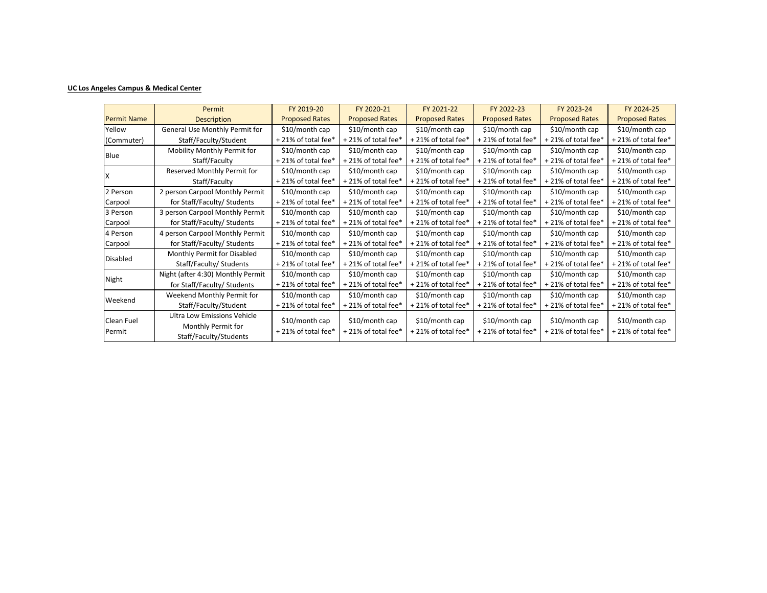**UC Los Angeles Campus & Medical Center**

| Permit Name | Permit Description | FY 2019-20 Proposed Rates | FY 2020-21 Proposed Rates | FY 2021-22 Proposed Rates | FY 2022-23 Proposed Rates | FY 2023-24 Proposed Rates | FY 2024-25 Proposed Rates |
|---|---|---|---|---|---|---|---|
| Yellow (Commuter) | General Use Monthly Permit for Staff/Faculty/Student | $10/month cap + 21% of total fee* | $10/month cap + 21% of total fee* | $10/month cap + 21% of total fee* | $10/month cap + 21% of total fee* | $10/month cap + 21% of total fee* | $10/month cap + 21% of total fee* |
| Blue | Mobility Monthly Permit for Staff/Faculty | $10/month cap + 21% of total fee* | $10/month cap + 21% of total fee* | $10/month cap + 21% of total fee* | $10/month cap + 21% of total fee* | $10/month cap + 21% of total fee* | $10/month cap + 21% of total fee* |
| X | Reserved Monthly Permit for Staff/Faculty | $10/month cap + 21% of total fee* | $10/month cap + 21% of total fee* | $10/month cap + 21% of total fee* | $10/month cap + 21% of total fee* | $10/month cap + 21% of total fee* | $10/month cap + 21% of total fee* |
| 2 Person Carpool | 2 person Carpool Monthly Permit for Staff/Faculty/ Students | $10/month cap + 21% of total fee* | $10/month cap + 21% of total fee* | $10/month cap + 21% of total fee* | $10/month cap + 21% of total fee* | $10/month cap + 21% of total fee* | $10/month cap + 21% of total fee* |
| 3 Person Carpool | 3 person Carpool Monthly Permit for Staff/Faculty/ Students | $10/month cap + 21% of total fee* | $10/month cap + 21% of total fee* | $10/month cap + 21% of total fee* | $10/month cap + 21% of total fee* | $10/month cap + 21% of total fee* | $10/month cap + 21% of total fee* |
| 4 Person Carpool | 4 person Carpool Monthly Permit for Staff/Faculty/ Students | $10/month cap + 21% of total fee* | $10/month cap + 21% of total fee* | $10/month cap + 21% of total fee* | $10/month cap + 21% of total fee* | $10/month cap + 21% of total fee* | $10/month cap + 21% of total fee* |
| Disabled | Monthly Permit for Disabled Staff/Faculty/ Students | $10/month cap + 21% of total fee* | $10/month cap + 21% of total fee* | $10/month cap + 21% of total fee* | $10/month cap + 21% of total fee* | $10/month cap + 21% of total fee* | $10/month cap + 21% of total fee* |
| Night | Night (after 4:30) Monthly Permit for Staff/Faculty/ Students | $10/month cap + 21% of total fee* | $10/month cap + 21% of total fee* | $10/month cap + 21% of total fee* | $10/month cap + 21% of total fee* | $10/month cap + 21% of total fee* | $10/month cap + 21% of total fee* |
| Weekend | Weekend Monthly Permit for Staff/Faculty/Student | $10/month cap + 21% of total fee* | $10/month cap + 21% of total fee* | $10/month cap + 21% of total fee* | $10/month cap + 21% of total fee* | $10/month cap + 21% of total fee* | $10/month cap + 21% of total fee* |
| Clean Fuel Permit | Ultra Low Emissions Vehicle Monthly Permit for Staff/Faculty/Students | $10/month cap + 21% of total fee* | $10/month cap + 21% of total fee* | $10/month cap + 21% of total fee* | $10/month cap + 21% of total fee* | $10/month cap + 21% of total fee* | $10/month cap + 21% of total fee* |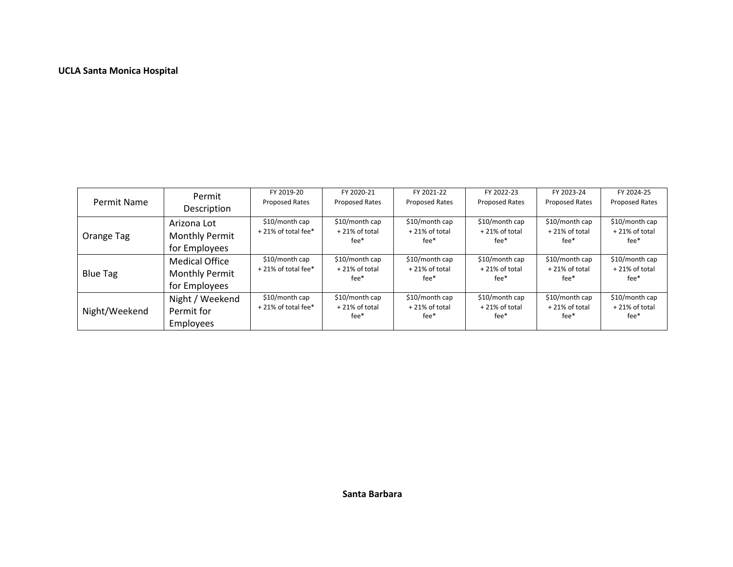**UCLA Santa Monica Hospital**

| Permit Name | Permit Description | FY 2019-20 Proposed Rates | FY 2020-21 Proposed Rates | FY 2021-22 Proposed Rates | FY 2022-23 Proposed Rates | FY 2023-24 Proposed Rates | FY 2024-25 Proposed Rates |
|---|---|---|---|---|---|---|---|
| Orange Tag | Arizona Lot Monthly Permit for Employees | $10/month cap + 21% of total fee* | $10/month cap + 21% of total fee* | $10/month cap + 21% of total fee* | $10/month cap + 21% of total fee* | $10/month cap + 21% of total fee* | $10/month cap + 21% of total fee* |
| Blue Tag | Medical Office Monthly Permit for Employees | $10/month cap + 21% of total fee* | $10/month cap + 21% of total fee* | $10/month cap + 21% of total fee* | $10/month cap + 21% of total fee* | $10/month cap + 21% of total fee* | $10/month cap + 21% of total fee* |
| Night/Weekend | Night / Weekend Permit for Employees | $10/month cap + 21% of total fee* | $10/month cap + 21% of total fee* | $10/month cap + 21% of total fee* | $10/month cap + 21% of total fee* | $10/month cap + 21% of total fee* | $10/month cap + 21% of total fee* |

**Santa Barbara**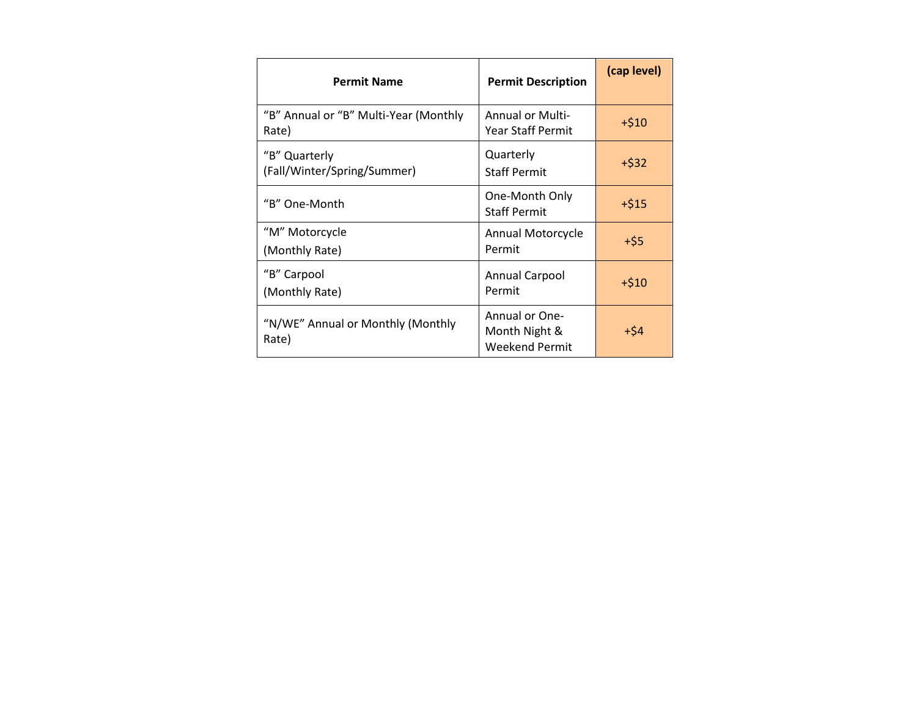| Permit Name | Permit Description | (cap level) |
|---|---|---|
| "B" Annual or "B" Multi-Year (Monthly Rate) | Annual or Multi-Year Staff Permit | +$10 |
| "B" Quarterly (Fall/Winter/Spring/Summer) | Quarterly Staff Permit | +$32 |
| "B" One-Month | One-Month Only Staff Permit | +$15 |
| "M" Motorcycle (Monthly Rate) | Annual Motorcycle Permit | +$5 |
| "B" Carpool (Monthly Rate) | Annual Carpool Permit | +$10 |
| "N/WE" Annual or Monthly (Monthly Rate) | Annual or One-Month Night & Weekend Permit | +$4 |